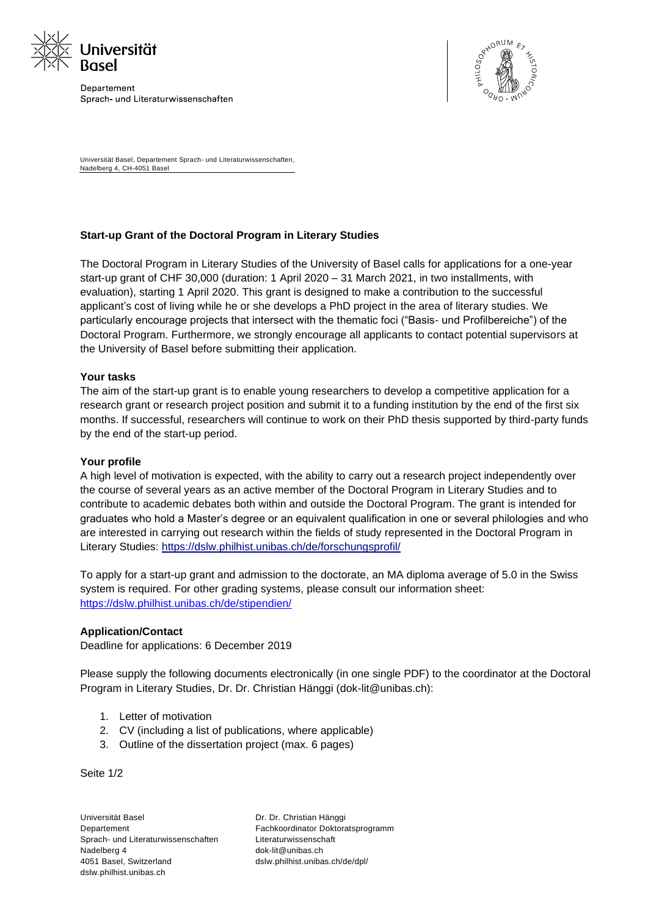Universität Basel

Departement Sprach- und Literaturwissenschaften

Universität Basel, Departement Sprach- und Literaturwissenschaften, Nadelberg 4, CH-4051 Basel

## Start-up Grant of the Doctoral Program in Literary Studies

The Doctoral Program in Literary Studies of the University of Basel calls for applications for a one-year start-up grant of CHF 30,000 (duration: 1 April 2020 – 31 March 2021, in two installments, with evaluation), starting 1 April 2020. This grant is designed to make a contribution to the successful applicant's cost of living while he or she develops a PhD project in the area of literary studies. We particularly encourage projects that intersect with the thematic foci ("Basis- und Profilbereiche") of the Doctoral Program. Furthermore, we strongly encourage all applicants to contact potential supervisors at the University of Basel before submitting their application.

### Your tasks

The aim of the start-up grant is to enable young researchers to develop a competitive application for a research grant or research project position and submit it to a funding institution by the end of the first six months. If successful, researchers will continue to work on their PhD thesis supported by third-party funds by the end of the start-up period.

### Your profile

A high level of motivation is expected, with the ability to carry out a research project independently over the course of several years as an active member of the Doctoral Program in Literary Studies and to contribute to academic debates both within and outside the Doctoral Program. The grant is intended for graduates who hold a Master's degree or an equivalent qualification in one or several philologies and who are interested in carrying out research within the fields of study represented in the Doctoral Program in Literary Studies: https://dslw.philhist.unibas.ch/de/forschungsprofil/

To apply for a start-up grant and admission to the doctorate, an MA diploma average of 5.0 in the Swiss system is required. For other grading systems, please consult our information sheet: https://dslw.philhist.unibas.ch/de/stipendien/

### Application/Contact

Deadline for applications: 6 December 2019

Please supply the following documents electronically (in one single PDF) to the coordinator at the Doctoral Program in Literary Studies, Dr. Dr. Christian Hänggi (dok-lit@unibas.ch):

1. Letter of motivation
2. CV (including a list of publications, where applicable)
3. Outline of the dissertation project (max. 6 pages)

Universität Basel
Departement
Sprach- und Literaturwissenschaften
Nadelberg 4
4051 Basel, Switzerland
dslw.philhist.unibas.ch

Dr. Dr. Christian Hänggi
Fachkoordinator Doktoratsprogramm
Literaturwissenschaft
dok-lit@unibas.ch
dslw.philhist.unibas.ch/de/dpl/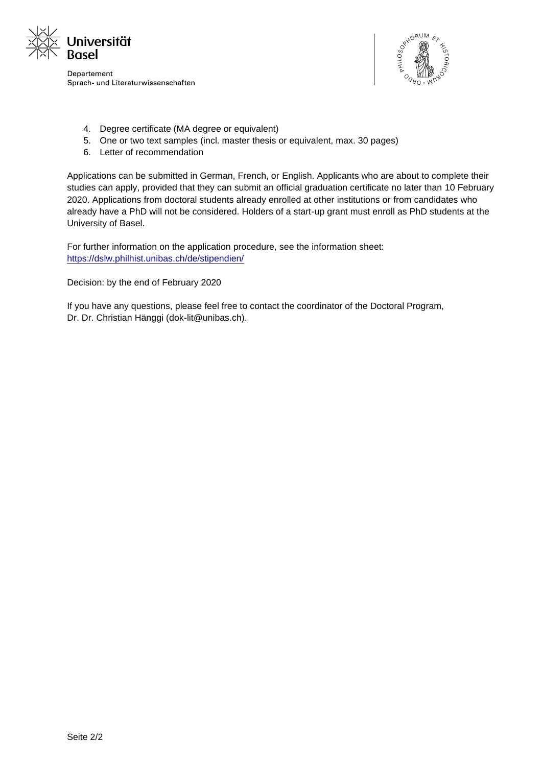4. Degree certificate (MA degree or equivalent)
5. One or two text samples (incl. master thesis or equivalent, max. 30 pages)
6. Letter of recommendation

Applications can be submitted in German, French, or English. Applicants who are about to complete their studies can apply, provided that they can submit an official graduation certificate no later than 10 February 2020. Applications from doctoral students already enrolled at other institutions or from candidates who already have a PhD will not be considered. Holders of a start-up grant must enroll as PhD students at the University of Basel.

For further information on the application procedure, see the information sheet:
https://dslw.philhist.unibas.ch/de/stipendien/

Decision: by the end of February 2020

If you have any questions, please feel free to contact the coordinator of the Doctoral Program,
Dr. Dr. Christian Hänggi (dok-lit@unibas.ch).